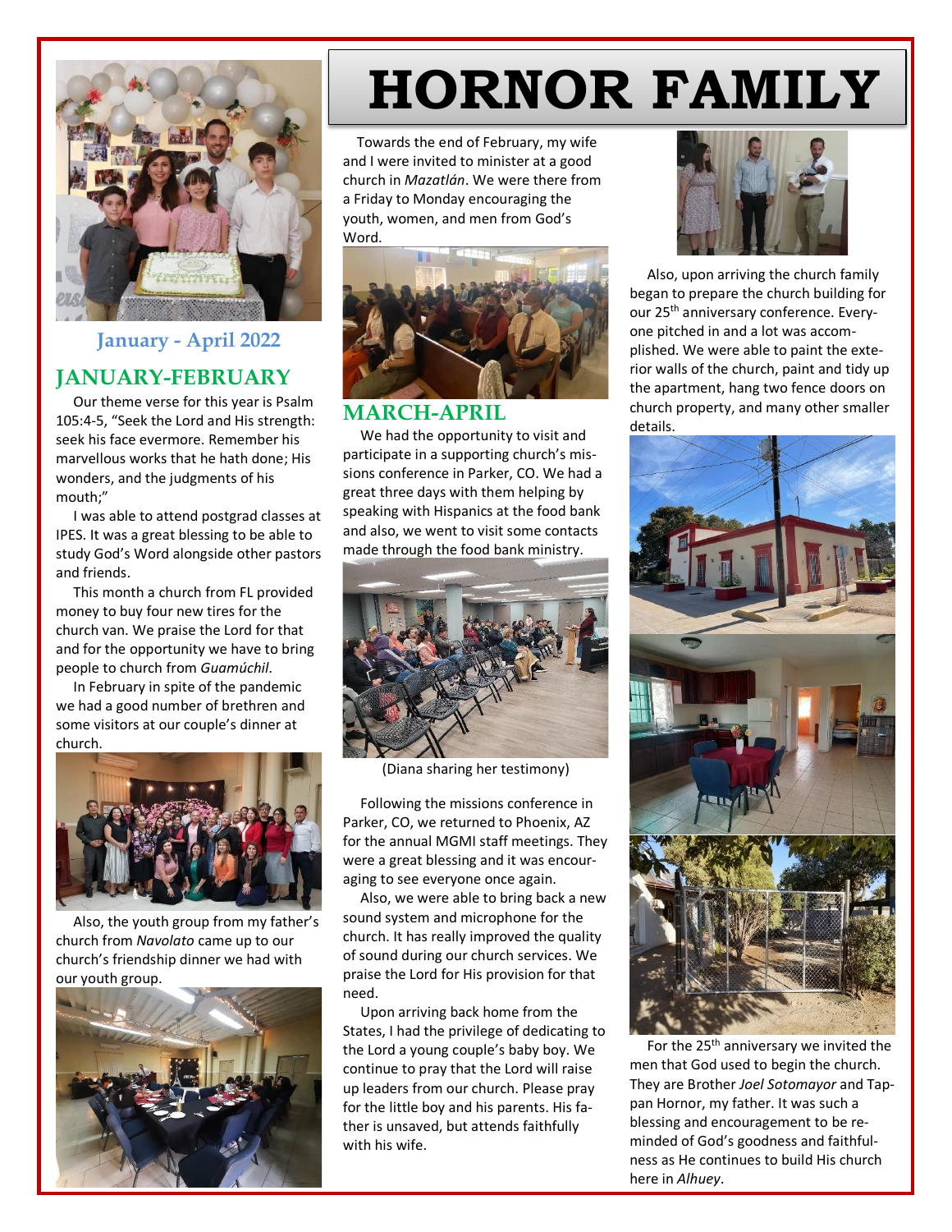# HORNOR FAMILY

### January - April 2022

## JANUARY-FEBRUARY

Our theme verse for this year is Psalm 105:4-5, "Seek the Lord and His strength: seek his face evermore. Remember his marvellous works that he hath done; His wonders, and the judgments of his mouth;"

I was able to attend postgrad classes at IPES. It was a great blessing to be able to study God's Word alongside other pastors and friends.

This month a church from FL provided money to buy four new tires for the church van. We praise the Lord for that and for the opportunity we have to bring people to church from *Guamúchil*.

In February in spite of the pandemic we had a good number of brethren and some visitors at our couple's dinner at church.

Also, the youth group from my father's church from *Navolato* came up to our church's friendship dinner we had with our youth group.

Towards the end of February, my wife and I were invited to minister at a good church in *Mazatlán*. We were there from a Friday to Monday encouraging the youth, women, and men from God's Word.

## MARCH-APRIL

We had the opportunity to visit and participate in a supporting church's missions conference in Parker, CO. We had a great three days with them helping by speaking with Hispanics at the food bank and also, we went to visit some contacts made through the food bank ministry.

(Diana sharing her testimony)

Following the missions conference in Parker, CO, we returned to Phoenix, AZ for the annual MGMI staff meetings. They were a great blessing and it was encouraging to see everyone once again.

Also, we were able to bring back a new sound system and microphone for the church. It has really improved the quality of sound during our church services. We praise the Lord for His provision for that need.

Upon arriving back home from the States, I had the privilege of dedicating to the Lord a young couple's baby boy. We continue to pray that the Lord will raise up leaders from our church. Please pray for the little boy and his parents. His father is unsaved, but attends faithfully with his wife.

Also, upon arriving the church family began to prepare the church building for our 25th anniversary conference. Everyone pitched in and a lot was accomplished. We were able to paint the exterior walls of the church, paint and tidy up the apartment, hang two fence doors on church property, and many other smaller details.

For the 25th anniversary we invited the men that God used to begin the church. They are Brother *Joel Sotomayor* and Tappan Hornor, my father. It was such a blessing and encouragement to be reminded of God's goodness and faithfulness as He continues to build His church here in *Alhuey*.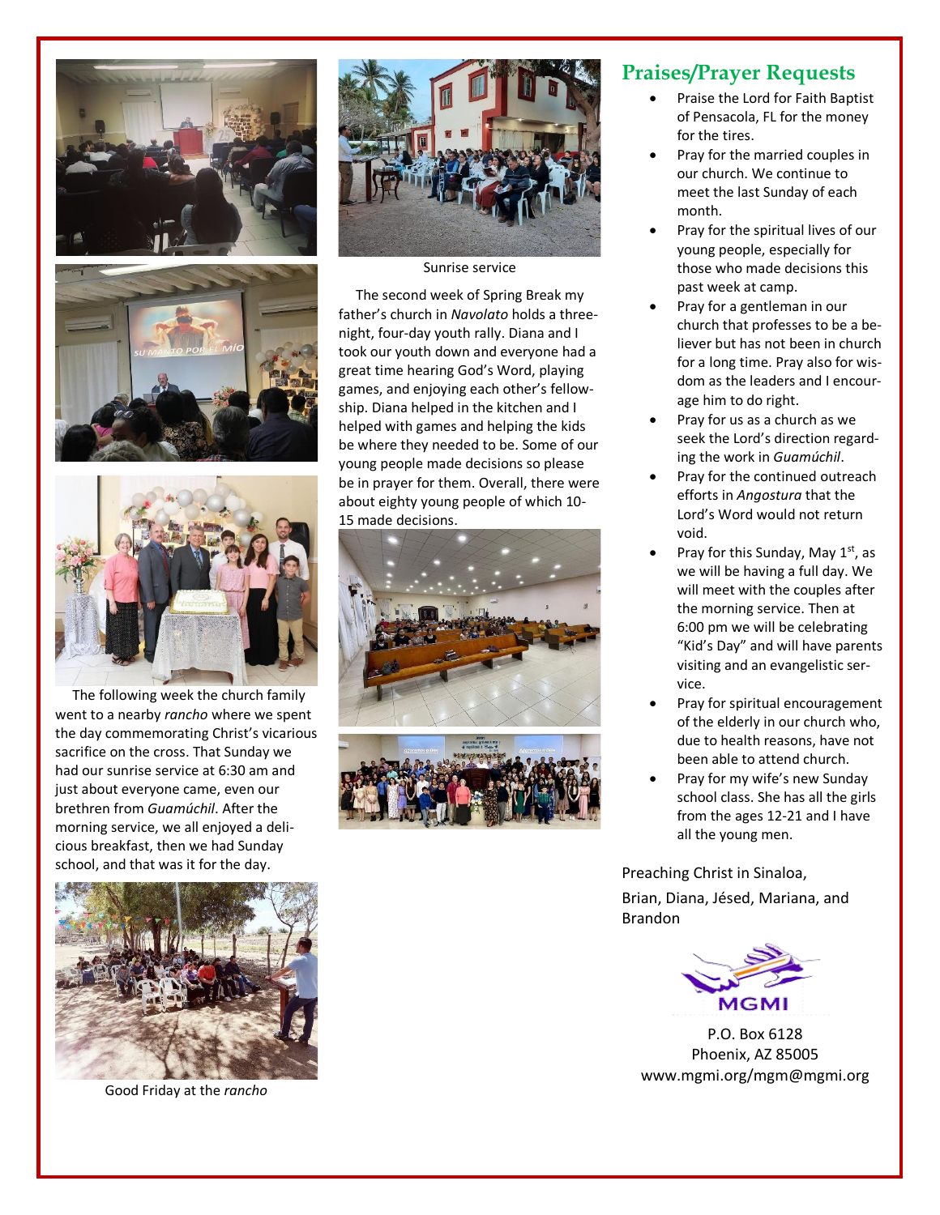The following week the church family went to a nearby *rancho* where we spent the day commemorating Christ's vicarious sacrifice on the cross. That Sunday we had our sunrise service at 6:30 am and just about everyone came, even our brethren from *Guamúchil*. After the morning service, we all enjoyed a delicious breakfast, then we had Sunday school, and that was it for the day.

Good Friday at the *rancho*

Sunrise service

The second week of Spring Break my father's church in *Navolato* holds a three-night, four-day youth rally. Diana and I took our youth down and everyone had a great time hearing God's Word, playing games, and enjoying each other's fellowship. Diana helped in the kitchen and I helped with games and helping the kids be where they needed to be. Some of our young people made decisions so please be in prayer for them. Overall, there were about eighty young people of which 10-15 made decisions.

## Praises/Prayer Requests

- Praise the Lord for Faith Baptist of Pensacola, FL for the money for the tires.
- Pray for the married couples in our church. We continue to meet the last Sunday of each month.
- Pray for the spiritual lives of our young people, especially for those who made decisions this past week at camp.
- Pray for a gentleman in our church that professes to be a believer but has not been in church for a long time. Pray also for wisdom as the leaders and I encourage him to do right.
- Pray for us as a church as we seek the Lord's direction regarding the work in *Guamúchil*.
- Pray for the continued outreach efforts in *Angostura* that the Lord's Word would not return void.
- Pray for this Sunday, May 1st, as we will be having a full day. We will meet with the couples after the morning service. Then at 6:00 pm we will be celebrating "Kid's Day" and will have parents visiting and an evangelistic service.
- Pray for spiritual encouragement of the elderly in our church who, due to health reasons, have not been able to attend church.
- Pray for my wife's new Sunday school class. She has all the girls from the ages 12-21 and I have all the young men.

Preaching Christ in Sinaloa,

Brian, Diana, Jésed, Mariana, and Brandon

MGMI

P.O. Box 6128
Phoenix, AZ 85005
www.mgmi.org/mgm@mgmi.org